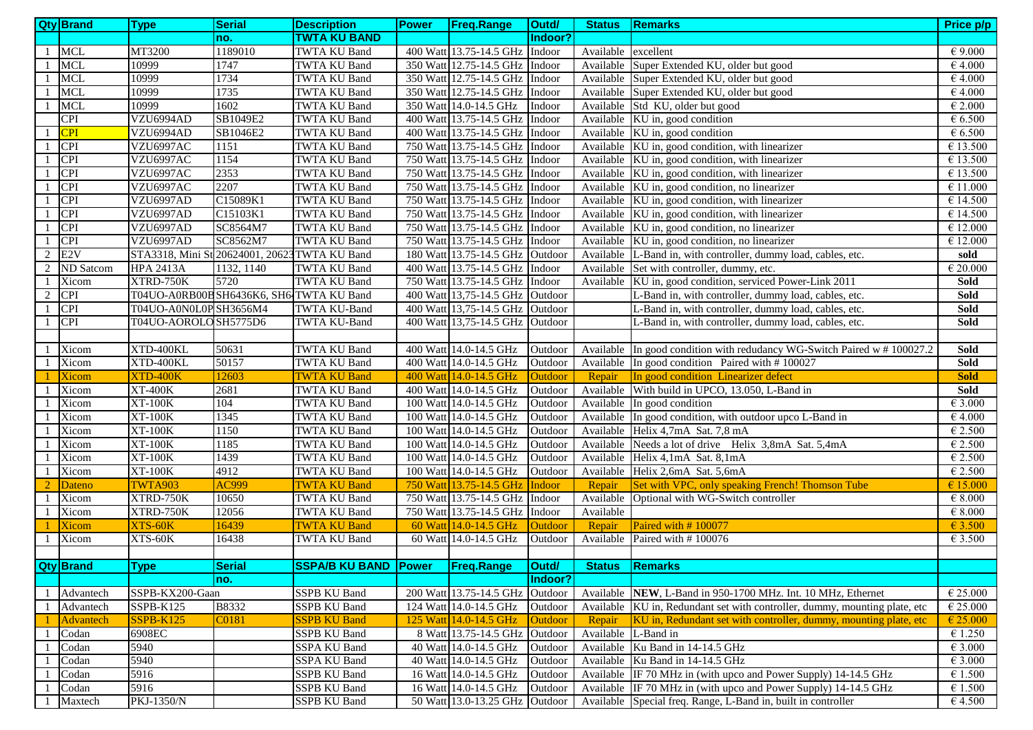| Qty | Brand | Type | Serial no. | Description | Power | Freq.Range | Outd/ Indoor? | Status | Remarks | Price p/p |
|---|---|---|---|---|---|---|---|---|---|---|
| | | | | **TWTA KU BAND** | | | | | | |
| 1 | MCL | MT3200 | 1189010 | TWTA KU Band | 400 Watt | 13.75-14.5 GHz | Indoor | Available | excellent | € 9.000 |
| 1 | MCL | 10999 | 1747 | TWTA KU Band | 350 Watt | 12.75-14.5 GHz | Indoor | Available | Super Extended KU, older but good | € 4.000 |
| 1 | MCL | 10999 | 1734 | TWTA KU Band | 350 Watt | 12.75-14.5 GHz | Indoor | Available | Super Extended KU, older but good | € 4.000 |
| 1 | MCL | 10999 | 1735 | TWTA KU Band | 350 Watt | 12.75-14.5 GHz | Indoor | Available | Super Extended KU, older but good | € 4.000 |
| 1 | MCL | 10999 | 1602 | TWTA KU Band | 350 Watt | 14.0-14.5 GHz | Indoor | Available | Std KU, older but good | € 2.000 |
| | CPI | VZU6994AD | SB1049E2 | TWTA KU Band | 400 Watt | 13.75-14.5 GHz | Indoor | Available | KU in, good condition | € 6.500 |
| 1 | CPI | VZU6994AD | SB1046E2 | TWTA KU Band | 400 Watt | 13.75-14.5 GHz | Indoor | Available | KU in, good condition | € 6.500 |
| 1 | CPI | VZU6997AC | 1151 | TWTA KU Band | 750 Watt | 13.75-14.5 GHz | Indoor | Available | KU in, good condition, with linearizer | € 13.500 |
| 1 | CPI | VZU6997AC | 1154 | TWTA KU Band | 750 Watt | 13.75-14.5 GHz | Indoor | Available | KU in, good condition, with linearizer | € 13.500 |
| 1 | CPI | VZU6997AC | 2353 | TWTA KU Band | 750 Watt | 13.75-14.5 GHz | Indoor | Available | KU in, good condition, with linearizer | € 13.500 |
| 1 | CPI | VZU6997AC | 2207 | TWTA KU Band | 750 Watt | 13.75-14.5 GHz | Indoor | Available | KU in, good condition, no linearizer | € 11.000 |
| 1 | CPI | VZU6997AD | C15089K1 | TWTA KU Band | 750 Watt | 13.75-14.5 GHz | Indoor | Available | KU in, good condition, with linearizer | € 14.500 |
| 1 | CPI | VZU6997AD | C15103K1 | TWTA KU Band | 750 Watt | 13.75-14.5 GHz | Indoor | Available | KU in, good condition, with linearizer | € 14.500 |
| 1 | CPI | VZU6997AD | SC8564M7 | TWTA KU Band | 750 Watt | 13.75-14.5 GHz | Indoor | Available | KU in, good condition, no linearizer | € 12.000 |
| 1 | CPI | VZU6997AD | SC8562M7 | TWTA KU Band | 750 Watt | 13.75-14.5 GHz | Indoor | Available | KU in, good condition, no linearizer | € 12.000 |
| 2 | E2V | STA3318, Mini St | 20624001, 20623 | TWTA KU Band | 180 Watt | 13.75-14.5 GHz | Outdoor | Available | L-Band in, with controller, dummy load, cables, etc. | sold |
| 2 | ND Satcom | HPA 2413A | 1132, 1140 | TWTA KU Band | 400 Watt | 13.75-14.5 GHz | Indoor | Available | Set with controller, dummy, etc. | € 20.000 |
| 1 | Xicom | XTRD-750K | 5720 | TWTA KU Band | 750 Watt | 13.75-14.5 GHz | Indoor | Available | KU in, good condition, serviced Power-Link 2011 | Sold |
| 2 | CPI | T04UO-A0RB00B | SH6436K6, SH6 | TWTA KU Band | 400 Watt | 13,75-14.5 GHz | Outdoor | | L-Band in, with controller, dummy load, cables, etc. | Sold |
| 1 | CPI | T04UO-A0N0L0P | SH3656M4 | TWTA KU-Band | 400 Watt | 13,75-14.5 GHz | Outdoor | | L-Band in, with controller, dummy load, cables, etc. | Sold |
| 1 | CPI | T04UO-AOROLO | SH5775D6 | TWTA KU-Band | 400 Watt | 13,75-14.5 GHz | Outdoor | | L-Band in, with controller, dummy load, cables, etc. | Sold |
| | | | | | | | | | | |
| 1 | Xicom | XTD-400KL | 50631 | TWTA KU Band | 400 Watt | 14.0-14.5 GHz | Outdoor | Available | In good condition with redudancy WG-Switch Paired w # 100027.2 | Sold |
| 1 | Xicom | XTD-400KL | 50157 | TWTA KU Band | 400 Watt | 14.0-14.5 GHz | Outdoor | Available | In good condition Paired with # 100027 | Sold |
| 1 | Xicom | XTD-400K | 12603 | TWTA KU Band | 400 Watt | 14.0-14.5 GHz | Outdoor | Repair | In good condition Linearizer defect | Sold |
| 1 | Xicom | XT-400K | 2681 | TWTA KU Band | 400 Watt | 14.0-14.5 GHz | Outdoor | Available | With build in UPCO, 13.050, L-Band in | Sold |
| 1 | Xicom | XT-100K | 104 | TWTA KU Band | 100 Watt | 14.0-14.5 GHz | Outdoor | Available | In good condition | € 3.000 |
| 1 | Xicom | XT-100K | 1345 | TWTA KU Band | 100 Watt | 14.0-14.5 GHz | Outdoor | Available | In good condition, with outdoor upco L-Band in | € 4.000 |
| 1 | Xicom | XT-100K | 1150 | TWTA KU Band | 100 Watt | 14.0-14.5 GHz | Outdoor | Available | Helix 4,7mA Sat. 7,8 mA | € 2.500 |
| 1 | Xicom | XT-100K | 1185 | TWTA KU Band | 100 Watt | 14.0-14.5 GHz | Outdoor | Available | Needs a lot of drive Helix 3,8mA Sat. 5,4mA | € 2.500 |
| 1 | Xicom | XT-100K | 1439 | TWTA KU Band | 100 Watt | 14.0-14.5 GHz | Outdoor | Available | Helix 4,1mA Sat. 8,1mA | € 2.500 |
| 1 | Xicom | XT-100K | 4912 | TWTA KU Band | 100 Watt | 14.0-14.5 GHz | Outdoor | Available | Helix 2,6mA Sat. 5,6mA | € 2.500 |
| 2 | Dateno | TWTA903 | AC999 | TWTA KU Band | 750 Watt | 13.75-14.5 GHz | Indoor | Repair | Set with VPC, only speaking French! Thomson Tube | € 15.000 |
| 1 | Xicom | XTRD-750K | 10650 | TWTA KU Band | 750 Watt | 13.75-14.5 GHz | Indoor | Available | Optional with WG-Switch controller | € 8.000 |
| 1 | Xicom | XTRD-750K | 12056 | TWTA KU Band | 750 Watt | 13.75-14.5 GHz | Indoor | Available | | € 8.000 |
| 1 | Xicom | XTS-60K | 16439 | TWTA KU Band | 60 Watt | 14.0-14.5 GHz | Outdoor | Repair | Paired with # 100077 | € 3.500 |
| 1 | Xicom | XTS-60K | 16438 | TWTA KU Band | 60 Watt | 14.0-14.5 GHz | Outdoor | Available | Paired with # 100076 | € 3.500 |

| Qty | Brand | Type | Serial no. | SSPA/B KU BAND | Power | Freq.Range | Outd/ Indoor? | Status | Remarks | |
|---|---|---|---|---|---|---|---|---|---|---|
| 1 | Advantech | SSPB-KX200-Gaan | | SSPB KU Band | 200 Watt | 13.75-14.5 GHz | Outdoor | Available | **NEW**, L-Band in 950-1700 MHz. Int. 10 MHz, Ethernet | € 25.000 |
| 1 | Advantech | SSPB-K125 | B8332 | SSPB KU Band | 124 Watt | 14.0-14.5 GHz | Outdoor | Available | KU in, Redundant set with controller, dummy, mounting plate, etc | € 25.000 |
| 1 | Advantech | SSPB-K125 | C0181 | SSPB KU Band | 125 Watt | 14.0-14.5 GHz | Outdoor | Repair | KU in, Redundant set with controller, dummy, mounting plate, etc | € 25.000 |
| 1 | Codan | 6908EC | | SSPB KU Band | 8 Watt | 13.75-14.5 GHz | Outdoor | Available | L-Band in | € 1.250 |
| 1 | Codan | 5940 | | SSPA KU Band | 40 Watt | 14.0-14.5 GHz | Outdoor | Available | Ku Band in 14-14.5 GHz | € 3.000 |
| 1 | Codan | 5940 | | SSPA KU Band | 40 Watt | 14.0-14.5 GHz | Outdoor | Available | Ku Band in 14-14.5 GHz | € 3.000 |
| 1 | Codan | 5916 | | SSPB KU Band | 16 Watt | 14.0-14.5 GHz | Outdoor | Available | IF 70 MHz in (with upco and Power Supply) 14-14.5 GHz | € 1.500 |
| 1 | Codan | 5916 | | SSPB KU Band | 16 Watt | 14.0-14.5 GHz | Outdoor | Available | IF 70 MHz in (with upco and Power Supply) 14-14.5 GHz | € 1.500 |
| 1 | Maxtech | PKJ-1350/N | | SSPB KU Band | 50 Watt | 13.0-13.25 GHz | Outdoor | Available | Special freq. Range, L-Band in, built in controller | € 4.500 |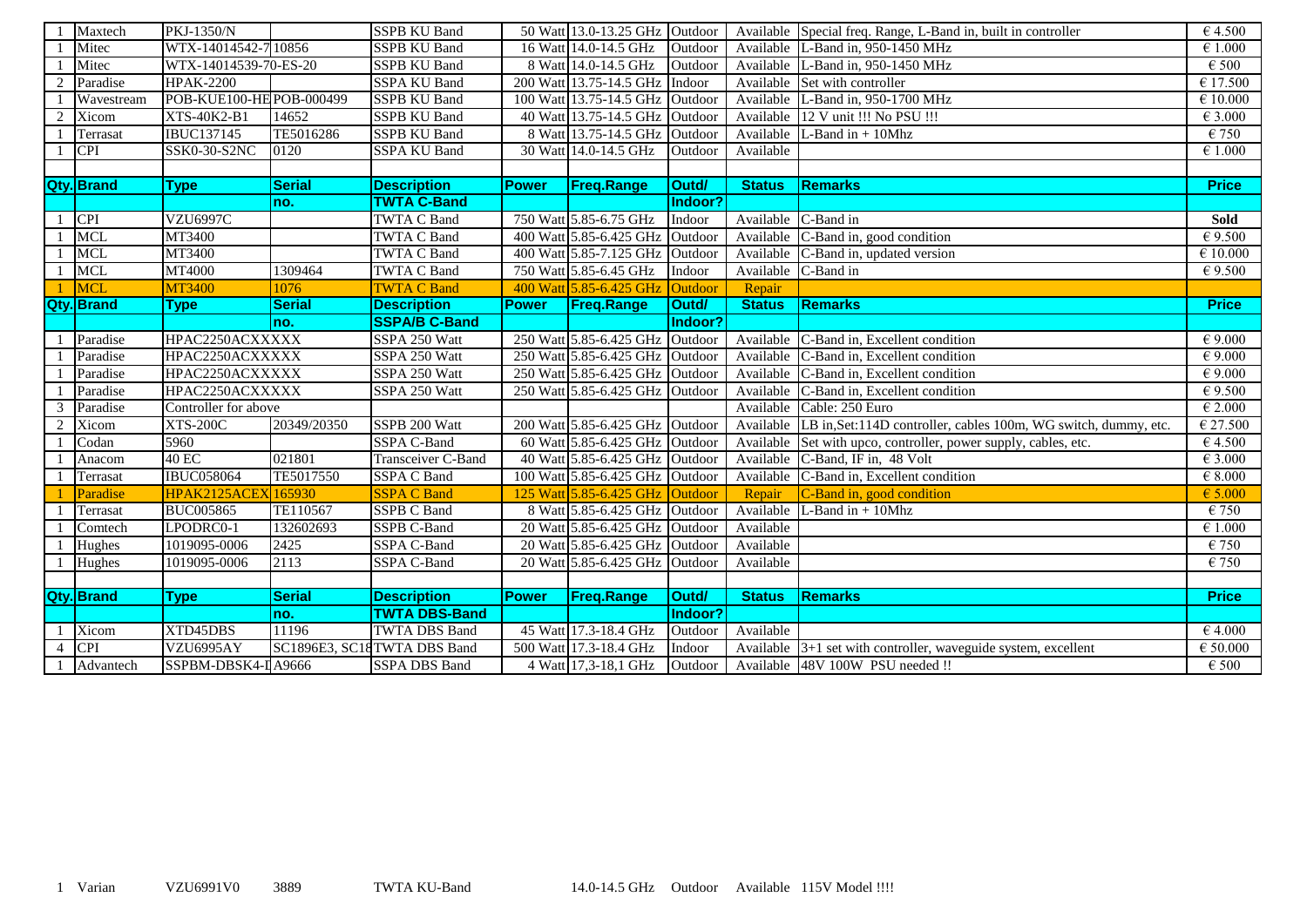| | | | | | | | | | | |
|---|---|---|---|---|---|---|---|---|---|---|
| 1 | Maxtech | PKJ-1350/N | | SSPB KU Band | 50 Watt | 13.0-13.25 GHz | Outdoor | Available | Special freq. Range, L-Band in, built in controller | € 4.500 |
| 1 | Mitec | WTX-14014542-7 | 10856 | SSPB KU Band | 16 Watt | 14.0-14.5 GHz | Outdoor | Available | L-Band in, 950-1450 MHz | € 1.000 |
| 1 | Mitec | WTX-14014539-70-ES-20 | | SSPB KU Band | 8 Watt | 14.0-14.5 GHz | Outdoor | Available | L-Band in, 950-1450 MHz | € 500 |
| 2 | Paradise | HPAK-2200 | | SSPA KU Band | 200 Watt | 13.75-14.5 GHz | Indoor | Available | Set with controller | € 17.500 |
| 1 | Wavestream | POB-KUE100-HE | POB-000499 | SSPB KU Band | 100 Watt | 13.75-14.5 GHz | Outdoor | Available | L-Band in, 950-1700 MHz | € 10.000 |
| 2 | Xicom | XTS-40K2-B1 | 14652 | SSPB KU Band | 40 Watt | 13.75-14.5 GHz | Outdoor | Available | 12 V unit !!! No PSU !!! | € 3.000 |
| 1 | Terrasat | IBUC137145 | TE5016286 | SSPB KU Band | 8 Watt | 13.75-14.5 GHz | Outdoor | Available | L-Band in + 10Mhz | € 750 |
| 1 | CPI | SSK0-30-S2NC | 0120 | SSPA KU Band | 30 Watt | 14.0-14.5 GHz | Outdoor | Available | | € 1.000 |
| | | | | | | | | | | |
| **Qty.** | **Brand** | **Type** | **Serial no.** | **Description** | **Power** | **Freq.Range** | **Outd/ Indoor?** | **Status** | **Remarks** | **Price** |
| | | | | **TWTA C-Band** | | | | | | |
| 1 | CPI | VZU6997C | | TWTA C Band | 750 Watt | 5.85-6.75 GHz | Indoor | Available | C-Band in | **Sold** |
| 1 | MCL | MT3400 | | TWTA C Band | 400 Watt | 5.85-6.425 GHz | Outdoor | Available | C-Band in, good condition | € 9.500 |
| 1 | MCL | MT3400 | | TWTA C Band | 400 Watt | 5.85-7.125 GHz | Outdoor | Available | C-Band in, updated version | € 10.000 |
| 1 | MCL | MT4000 | 1309464 | TWTA C Band | 750 Watt | 5.85-6.45 GHz | Indoor | Available | C-Band in | € 9.500 |
| 1 | MCL | MT3400 | 1076 | TWTA C Band | 400 Watt | 5.85-6.425 GHz | Outdoor | Repair | | |
| **Qty.** | **Brand** | **Type** | **Serial no.** | **Description** | **Power** | **Freq.Range** | **Outd/ Indoor?** | **Status** | **Remarks** | **Price** |
| | | | | **SSPA/B C-Band** | | | | | | |
| 1 | Paradise | HPAC2250ACXXXXX | | SSPA 250 Watt | 250 Watt | 5.85-6.425 GHz | Outdoor | Available | C-Band in, Excellent condition | € 9.000 |
| 1 | Paradise | HPAC2250ACXXXXX | | SSPA 250 Watt | 250 Watt | 5.85-6.425 GHz | Outdoor | Available | C-Band in, Excellent condition | € 9.000 |
| 1 | Paradise | HPAC2250ACXXXXX | | SSPA 250 Watt | 250 Watt | 5.85-6.425 GHz | Outdoor | Available | C-Band in, Excellent condition | € 9.000 |
| 1 | Paradise | HPAC2250ACXXXXX | | SSPA 250 Watt | 250 Watt | 5.85-6.425 GHz | Outdoor | Available | C-Band in, Excellent condition | € 9.500 |
| 3 | Paradise | Controller for above | | | | | | Available | Cable: 250 Euro | € 2.000 |
| 2 | Xicom | XTS-200C | 20349/20350 | SSPB 200 Watt | 200 Watt | 5.85-6.425 GHz | Outdoor | Available | LB in,Set:114D controller, cables 100m, WG switch, dummy, etc. | € 27.500 |
| 1 | Codan | 5960 | | SSPA C-Band | 60 Watt | 5.85-6.425 GHz | Outdoor | Available | Set with upco, controller, power supply, cables, etc. | € 4.500 |
| 1 | Anacom | 40 EC | 021801 | Transceiver C-Band | 40 Watt | 5.85-6.425 GHz | Outdoor | Available | C-Band, IF in, 48 Volt | € 3.000 |
| 1 | Terrasat | IBUC058064 | TE5017550 | SSPA C Band | 100 Watt | 5.85-6.425 GHz | Outdoor | Available | C-Band in, Excellent condition | € 8.000 |
| 1 | Paradise | HPAK2125ACEX | 165930 | SSPA C Band | 125 Watt | 5.85-6.425 GHz | Outdoor | Repair | C-Band in, good condition | € 5.000 |
| 1 | Terrasat | BUC005865 | TE110567 | SSPB C Band | 8 Watt | 5.85-6.425 GHz | Outdoor | Available | L-Band in + 10Mhz | € 750 |
| 1 | Comtech | LPODRC0-1 | 132602693 | SSPB C-Band | 20 Watt | 5.85-6.425 GHz | Outdoor | Available | | € 1.000 |
| 1 | Hughes | 1019095-0006 | 2425 | SSPA C-Band | 20 Watt | 5.85-6.425 GHz | Outdoor | Available | | € 750 |
| 1 | Hughes | 1019095-0006 | 2113 | SSPA C-Band | 20 Watt | 5.85-6.425 GHz | Outdoor | Available | | € 750 |
| | | | | | | | | | | |
| **Qty.** | **Brand** | **Type** | **Serial no.** | **Description** | **Power** | **Freq.Range** | **Outd/ Indoor?** | **Status** | **Remarks** | **Price** |
| | | | | **TWTA DBS-Band** | | | | | | |
| 1 | Xicom | XTD45DBS | 11196 | TWTA DBS Band | 45 Watt | 17.3-18.4 GHz | Outdoor | Available | | € 4.000 |
| 4 | CPI | VZU6995AY | SC1896E3, SC18 | TWTA DBS Band | 500 Watt | 17.3-18.4 GHz | Indoor | Available | 3+1 set with controller, waveguide system, excellent | € 50.000 |
| 1 | Advantech | SSPBM-DBSK4-I | A9666 | SSPA DBS Band | 4 Watt | 17,3-18,1 GHz | Outdoor | Available | 48V 100W PSU needed !! | € 500 |

1 Varian VZU6991V0 3889 TWTA KU-Band 14.0-14.5 GHz Outdoor Available 115V Model !!!!